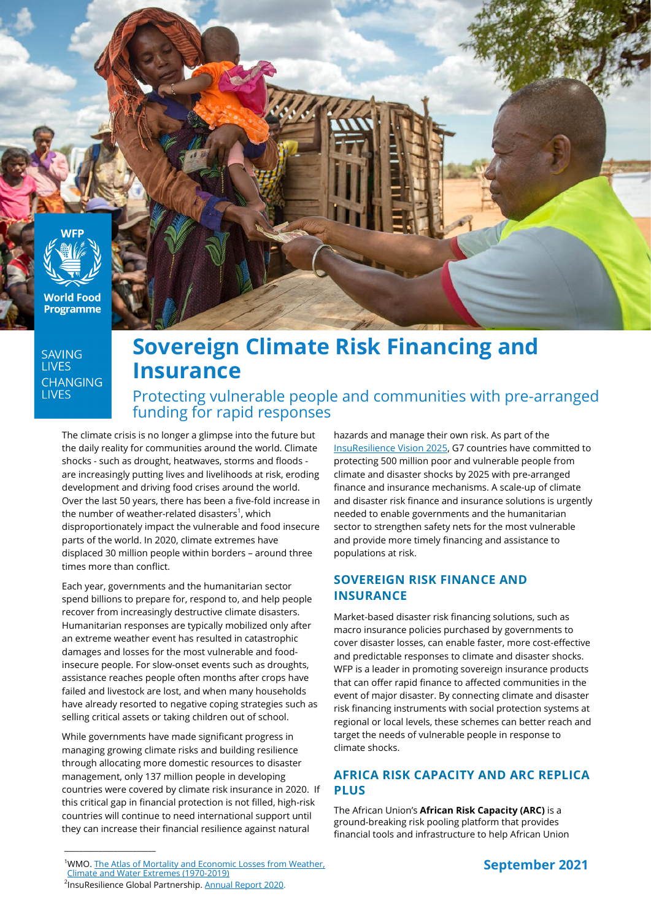# Sovereign Climate Risk Financing and Insurance

## Protecting vulnerable people and communities with pre-arranged funding for rapid responses

The climate crisis is no longer a glimpse into the future but the daily reality for communities around the world. Climate shocks - such as drought, heatwaves, storms and floods - are increasingly putting lives and livelihoods at risk, eroding development and driving food crises around the world. Over the last 50 years, there has been a five-fold increase in the number of weather-related disasters[1], which disproportionately impact the vulnerable and food insecure parts of the world. In 2020, climate extremes have displaced 30 million people within borders – around three times more than conflict.

Each year, governments and the humanitarian sector spend billions to prepare for, respond to, and help people recover from increasingly destructive climate disasters. Humanitarian responses are typically mobilized only after an extreme weather event has resulted in catastrophic damages and losses for the most vulnerable and food-insecure people. For slow-onset events such as droughts, assistance reaches people often months after crops have failed and livestock are lost, and when many households have already resorted to negative coping strategies such as selling critical assets or taking children out of school.

While governments have made significant progress in managing growing climate risks and building resilience through allocating more domestic resources to disaster management, only 137 million people in developing countries were covered by climate risk insurance in 2020. If this critical gap in financial protection is not filled, high-risk countries will continue to need international support until they can increase their financial resilience against natural hazards and manage their own risk. As part of the InsuResilience Vision 2025, G7 countries have committed to protecting 500 million poor and vulnerable people from climate and disaster shocks by 2025 with pre-arranged finance and insurance mechanisms. A scale-up of climate and disaster risk finance and insurance solutions is urgently needed to enable governments and the humanitarian sector to strengthen safety nets for the most vulnerable and provide more timely financing and assistance to populations at risk.

### SOVEREIGN RISK FINANCE AND INSURANCE

Market-based disaster risk financing solutions, such as macro insurance policies purchased by governments to cover disaster losses, can enable faster, more cost-effective and predictable responses to climate and disaster shocks. WFP is a leader in promoting sovereign insurance products that can offer rapid finance to affected communities in the event of major disaster. By connecting climate and disaster risk financing instruments with social protection systems at regional or local levels, these schemes can better reach and target the needs of vulnerable people in response to climate shocks.

### AFRICA RISK CAPACITY AND ARC REPLICA PLUS

The African Union's **African Risk Capacity (ARC)** is a ground-breaking risk pooling platform that provides financial tools and infrastructure to help African Union

September 2021

[1] WMO. The Atlas of Mortality and Economic Losses from Weather, Climate and Water Extremes (1970-2019)

[2] InsuResilience Global Partnership. Annual Report 2020.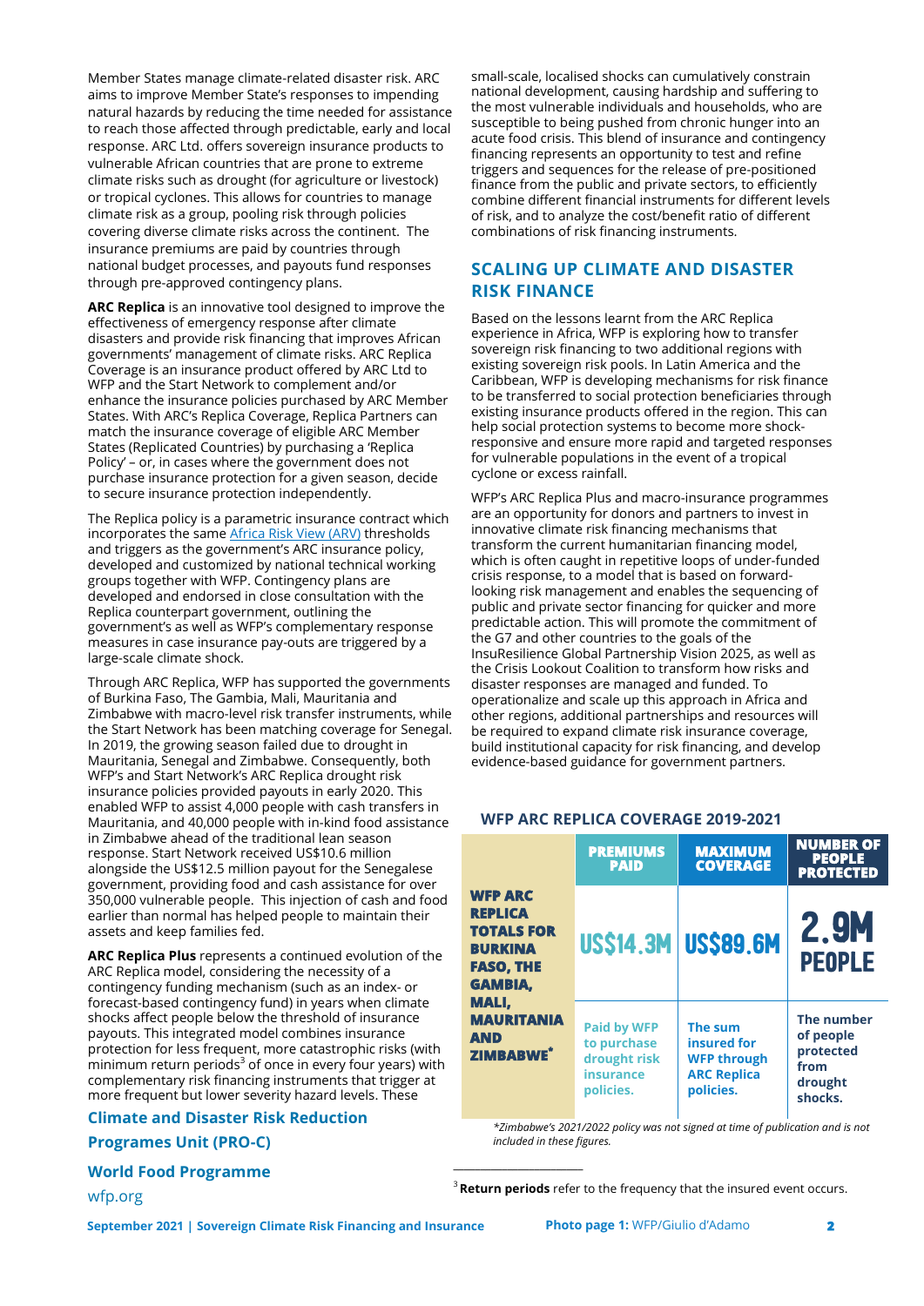Member States manage climate-related disaster risk. ARC aims to improve Member State's responses to impending natural hazards by reducing the time needed for assistance to reach those affected through predictable, early and local response. ARC Ltd. offers sovereign insurance products to vulnerable African countries that are prone to extreme climate risks such as drought (for agriculture or livestock) or tropical cyclones. This allows for countries to manage climate risk as a group, pooling risk through policies covering diverse climate risks across the continent. The insurance premiums are paid by countries through national budget processes, and payouts fund responses through pre-approved contingency plans.

**ARC Replica** is an innovative tool designed to improve the effectiveness of emergency response after climate disasters and provide risk financing that improves African governments' management of climate risks. ARC Replica Coverage is an insurance product offered by ARC Ltd to WFP and the Start Network to complement and/or enhance the insurance policies purchased by ARC Member States. With ARC's Replica Coverage, Replica Partners can match the insurance coverage of eligible ARC Member States (Replicated Countries) by purchasing a 'Replica Policy' – or, in cases where the government does not purchase insurance protection for a given season, decide to secure insurance protection independently.

The Replica policy is a parametric insurance contract which incorporates the same Africa Risk View (ARV) thresholds and triggers as the government's ARC insurance policy, developed and customized by national technical working groups together with WFP. Contingency plans are developed and endorsed in close consultation with the Replica counterpart government, outlining the government's as well as WFP's complementary response measures in case insurance pay-outs are triggered by a large-scale climate shock.

Through ARC Replica, WFP has supported the governments of Burkina Faso, The Gambia, Mali, Mauritania and Zimbabwe with macro-level risk transfer instruments, while the Start Network has been matching coverage for Senegal. In 2019, the growing season failed due to drought in Mauritania, Senegal and Zimbabwe. Consequently, both WFP's and Start Network's ARC Replica drought risk insurance policies provided payouts in early 2020. This enabled WFP to assist 4,000 people with cash transfers in Mauritania, and 40,000 people with in-kind food assistance in Zimbabwe ahead of the traditional lean season response. Start Network received US$10.6 million alongside the US$12.5 million payout for the Senegalese government, providing food and cash assistance for over 350,000 vulnerable people. This injection of cash and food earlier than normal has helped people to maintain their assets and keep families fed.

**ARC Replica Plus** represents a continued evolution of the ARC Replica model, considering the necessity of a contingency funding mechanism (such as an index- or forecast-based contingency fund) in years when climate shocks affect people below the threshold of insurance payouts. This integrated model combines insurance protection for less frequent, more catastrophic risks (with minimum return periods[3] of once in every four years) with complementary risk financing instruments that trigger at more frequent but lower severity hazard levels. These small-scale, localised shocks can cumulatively constrain national development, causing hardship and suffering to the most vulnerable individuals and households, who are susceptible to being pushed from chronic hunger into an acute food crisis. This blend of insurance and contingency financing represents an opportunity to test and refine triggers and sequences for the release of pre-positioned finance from the public and private sectors, to efficiently combine different financial instruments for different levels of risk, and to analyze the cost/benefit ratio of different combinations of risk financing instruments.

## SCALING UP CLIMATE AND DISASTER RISK FINANCE

Based on the lessons learnt from the ARC Replica experience in Africa, WFP is exploring how to transfer sovereign risk financing to two additional regions with existing sovereign risk pools. In Latin America and the Caribbean, WFP is developing mechanisms for risk finance to be transferred to social protection beneficiaries through existing insurance products offered in the region. This can help social protection systems to become more shock-responsive and ensure more rapid and targeted responses for vulnerable populations in the event of a tropical cyclone or excess rainfall.

WFP's ARC Replica Plus and macro-insurance programmes are an opportunity for donors and partners to invest in innovative climate risk financing mechanisms that transform the current humanitarian financing model, which is often caught in repetitive loops of under-funded crisis response, to a model that is based on forward-looking risk management and enables the sequencing of public and private sector financing for quicker and more predictable action. This will promote the commitment of the G7 and other countries to the goals of the InsuResilience Global Partnership Vision 2025, as well as the Crisis Lookout Coalition to transform how risks and disaster responses are managed and funded. To operationalize and scale up this approach in Africa and other regions, additional partnerships and resources will be required to expand climate risk insurance coverage, build institutional capacity for risk financing, and develop evidence-based guidance for government partners.

### WFP ARC REPLICA COVERAGE 2019-2021

| | PREMIUMS PAID | MAXIMUM COVERAGE | NUMBER OF PEOPLE PROTECTED |
|---|---|---|---|
| **WFP ARC REPLICA TOTALS FOR BURKINA FASO, THE GAMBIA, MALI, MAURITANIA AND ZIMBABWE*** | **US$14.3M** | **US$89.6M** | **2.9M PEOPLE** |
| | Paid by WFP to purchase drought risk insurance policies. | The sum insured for WFP through ARC Replica policies. | The number of people protected from drought shocks. |

*Zimbabwe's 2021/2022 policy was not signed at time of publication and is not included in these figures.*

**Climate and Disaster Risk Reduction Programes Unit (PRO-C)**

**World Food Programme**

wfp.org

[3] **Return periods** refer to the frequency that the insured event occurs.

**Photo page 1:** WFP/Giulio d'Adamo